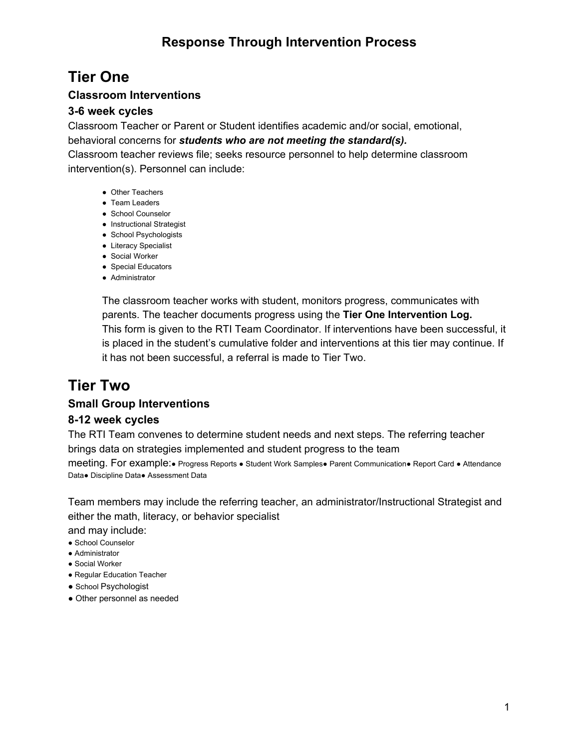# Response Through Intervention Process

## Tier One

### Classroom Interventions

### 3-6 week cycles

Classroom Teacher or Parent or Student identifies academic and/or social, emotional, behavioral concerns for ***students who are not meeting the standard(s).***
Classroom teacher reviews file; seeks resource personnel to help determine classroom intervention(s). Personnel can include:

- Other Teachers
- Team Leaders
- School Counselor
- Instructional Strategist
- School Psychologists
- Literacy Specialist
- Social Worker
- Special Educators
- Administrator

The classroom teacher works with student, monitors progress, communicates with parents. The teacher documents progress using the **Tier One Intervention Log.** This form is given to the RTI Team Coordinator. If interventions have been successful, it is placed in the student's cumulative folder and interventions at this tier may continue. If it has not been successful, a referral is made to Tier Two.

## Tier Two

### Small Group Interventions

### 8-12 week cycles

The RTI Team convenes to determine student needs and next steps. The referring teacher brings data on strategies implemented and student progress to the team meeting. For example:

- Progress Reports
- Student Work Samples
- Parent Communication
- Report Card
- Attendance Data
- Discipline Data
- Assessment Data

Team members may include the referring teacher, an administrator/Instructional Strategist and either the math, literacy, or behavior specialist
and may include:

- School Counselor
- Administrator
- Social Worker
- Regular Education Teacher
- School Psychologist
- Other personnel as needed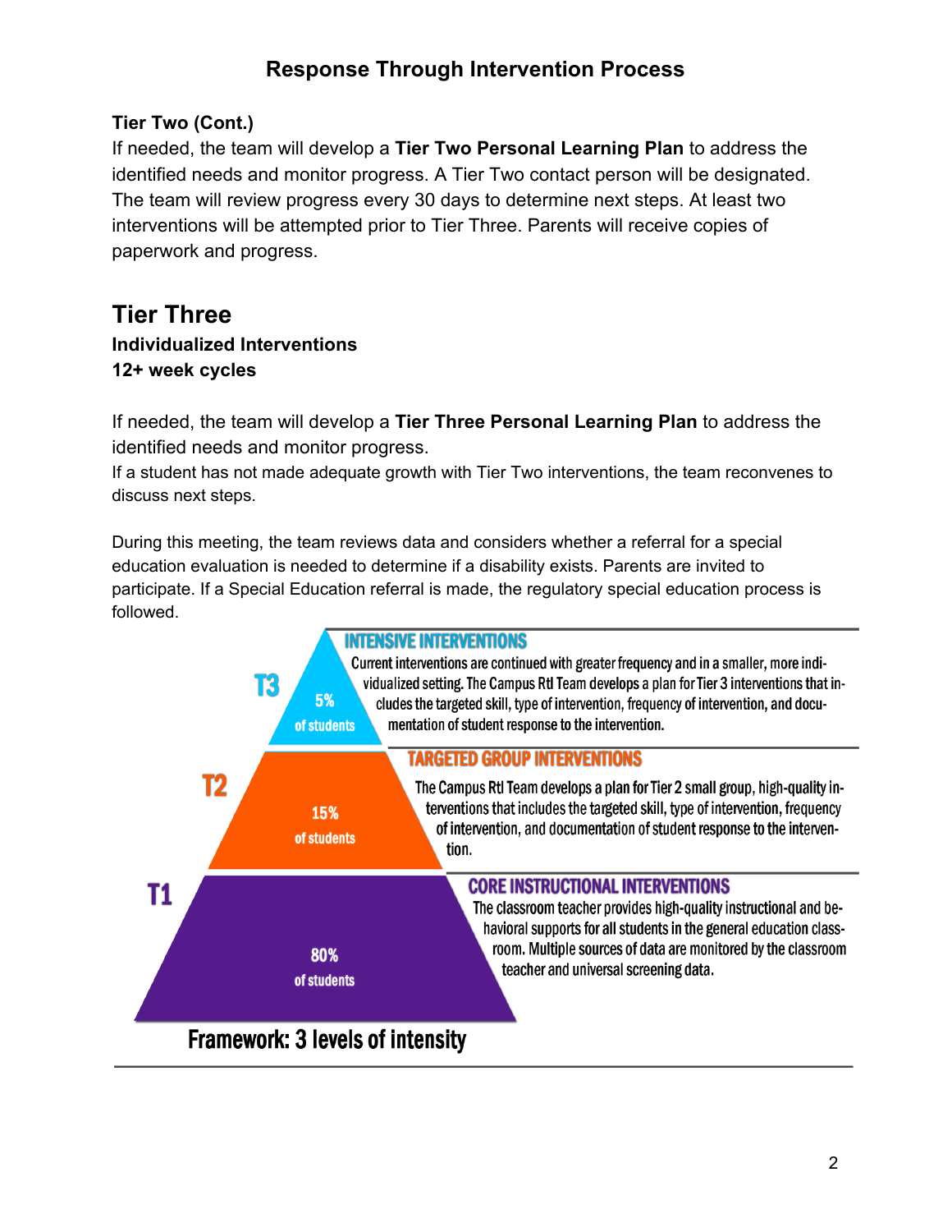## Response Through Intervention Process

**Tier Two (Cont.)**

If needed, the team will develop a **Tier Two Personal Learning Plan** to address the identified needs and monitor progress. A Tier Two contact person will be designated. The team will review progress every 30 days to determine next steps. At least two interventions will be attempted prior to Tier Three. Parents will receive copies of paperwork and progress.

## Tier Three

**Individualized Interventions**
**12+ week cycles**

If needed, the team will develop a **Tier Three Personal Learning Plan** to address the identified needs and monitor progress.
If a student has not made adequate growth with Tier Two interventions, the team reconvenes to discuss next steps.

During this meeting, the team reviews data and considers whether a referral for a special education evaluation is needed to determine if a disability exists. Parents are invited to participate. If a Special Education referral is made, the regulatory special education process is followed.

T3
5%
of students

**INTENSIVE INTERVENTIONS**
Current interventions are continued with greater frequency and in a smaller, more individualized setting. The Campus RtI Team develops a plan for Tier 3 interventions that includes the targeted skill, type of intervention, frequency of intervention, and documentation of student response to the intervention.

T2
15%
of students

**TARGETED GROUP INTERVENTIONS**
The Campus RtI Team develops a plan for Tier 2 small group, high-quality interventions that includes the targeted skill, type of intervention, frequency of intervention, and documentation of student response to the intervention.

T1
80%
of students

**CORE INSTRUCTIONAL INTERVENTIONS**
The classroom teacher provides high-quality instructional and behavioral supports for all students in the general education classroom. Multiple sources of data are monitored by the classroom teacher and universal screening data.

**Framework: 3 levels of intensity**